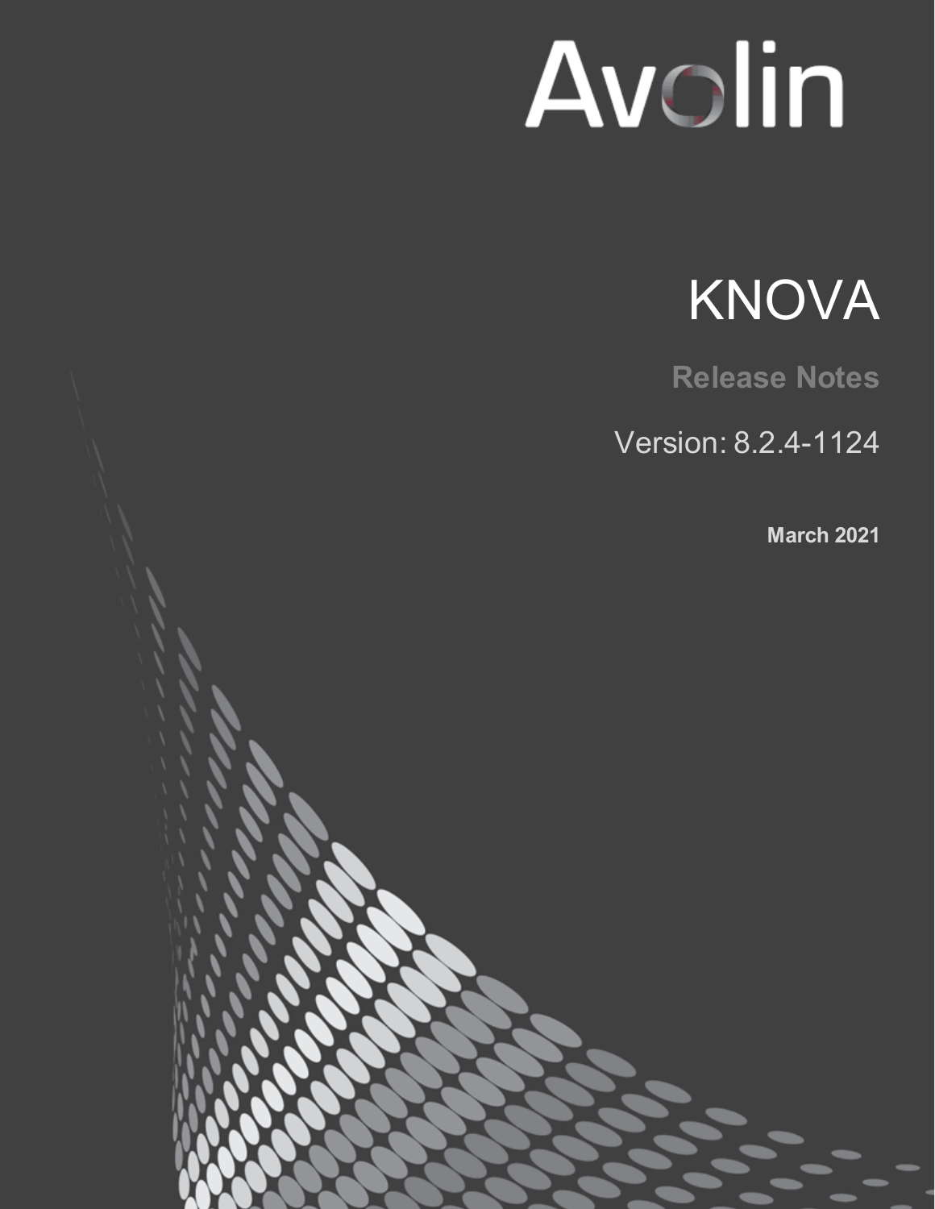Avolin

# KNOVA

**Release Notes**

Version: 8.2.4-1124

**March 2021**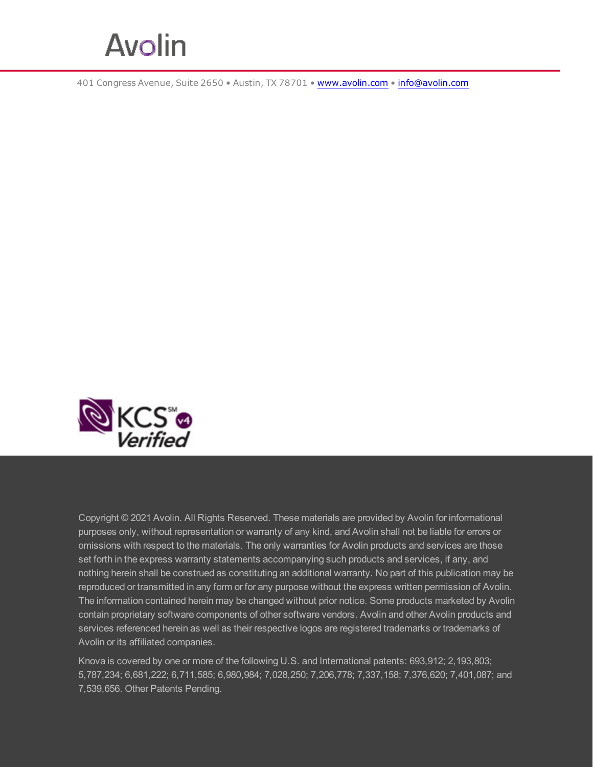Avolin

401 Congress Avenue, Suite 2650 • Austin, TX 78701 • www.avolin.com • info@avolin.com

Copyright © 2021 Avolin. All Rights Reserved. These materials are provided by Avolin for informational purposes only, without representation or warranty of any kind, and Avolin shall not be liable for errors or omissions with respect to the materials. The only warranties for Avolin products and services are those set forth in the express warranty statements accompanying such products and services, if any, and nothing herein shall be construed as constituting an additional warranty. No part of this publication may be reproduced or transmitted in any form or for any purpose without the express written permission of Avolin. The information contained herein may be changed without prior notice. Some products marketed by Avolin contain proprietary software components of other software vendors. Avolin and other Avolin products and services referenced herein as well as their respective logos are registered trademarks or trademarks of Avolin or its affiliated companies.

Knova is covered by one or more of the following U.S. and International patents: 693,912; 2,193,803; 5,787,234; 6,681,222; 6,711,585; 6,980,984; 7,028,250; 7,206,778; 7,337,158; 7,376,620; 7,401,087; and 7,539,656. Other Patents Pending.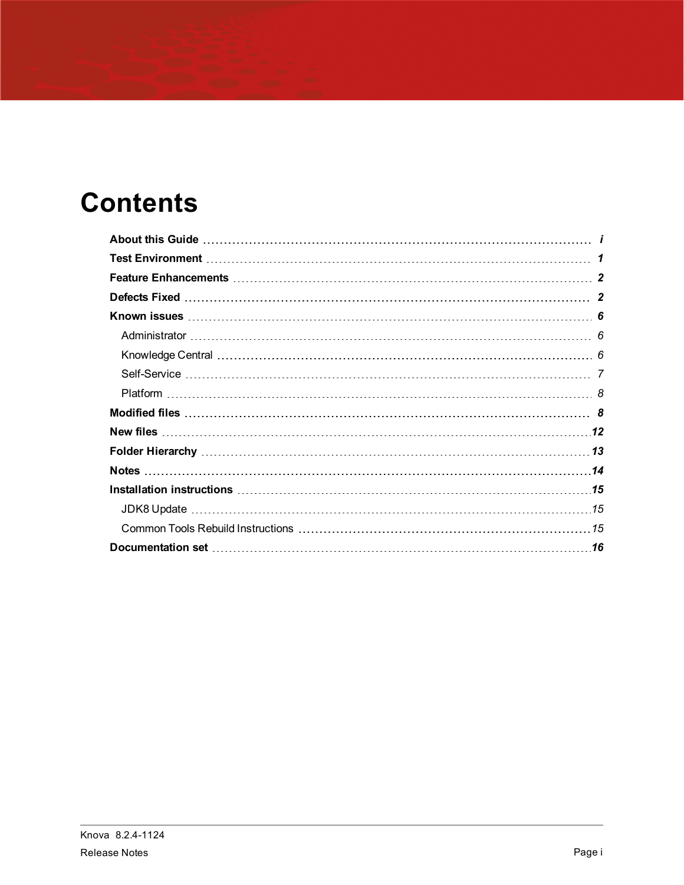# Contents

**About this Guide** ..... *i*

**Test Environment** ..... *1*

**Feature Enhancements** ..... *2*

**Defects Fixed** ..... *2*

**Known issues** ..... *6*

- Administrator ..... *6*
- Knowledge Central ..... *6*
- Self-Service ..... *7*
- Platform ..... *8*

**Modified files** ..... *8*

**New files** ..... *12*

**Folder Hierarchy** ..... *13*

**Notes** ..... *14*

**Installation instructions** ..... *15*

- JDK8 Update ..... *15*
- Common Tools Rebuild Instructions ..... *15*

**Documentation set** ..... *16*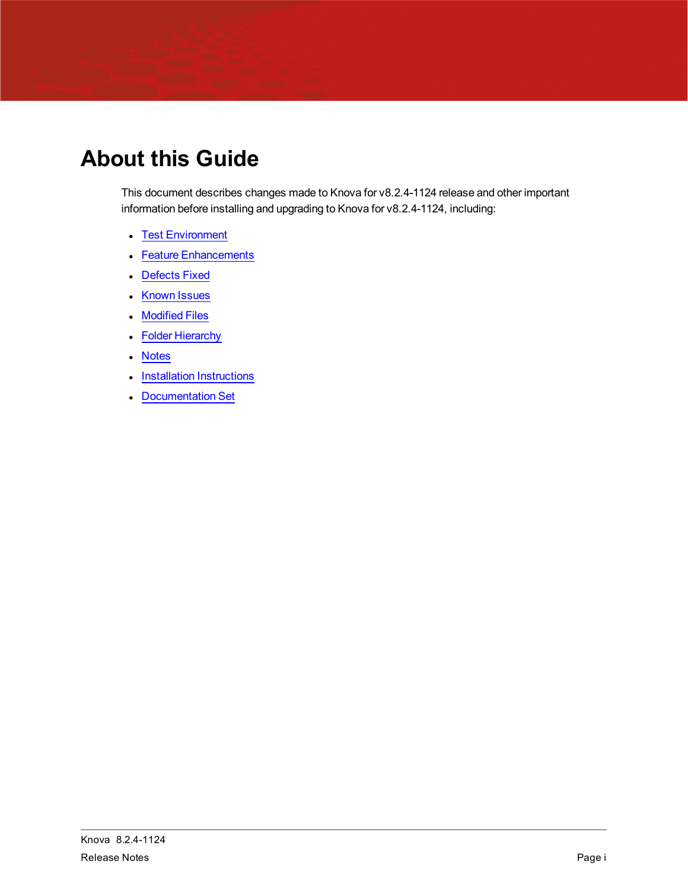# About this Guide

This document describes changes made to Knova for v8.2.4-1124 release and other important information before installing and upgrading to Knova for v8.2.4-1124, including:

- Test Environment
- Feature Enhancements
- Defects Fixed
- Known Issues
- Modified Files
- Folder Hierarchy
- Notes
- Installation Instructions
- Documentation Set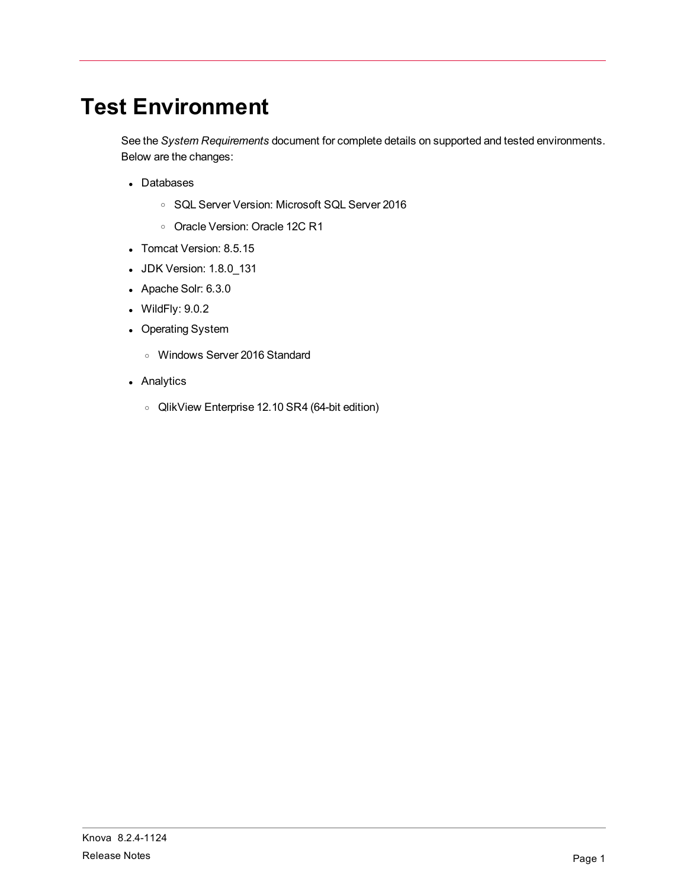# Test Environment

See the *System Requirements* document for complete details on supported and tested environments. Below are the changes:

- Databases
    - SQL Server Version: Microsoft SQL Server 2016
    - Oracle Version: Oracle 12C R1
- Tomcat Version: 8.5.15
- JDK Version: 1.8.0_131
- Apache Solr: 6.3.0
- WildFly: 9.0.2
- Operating System
    - Windows Server 2016 Standard
- Analytics
    - QlikView Enterprise 12.10 SR4 (64-bit edition)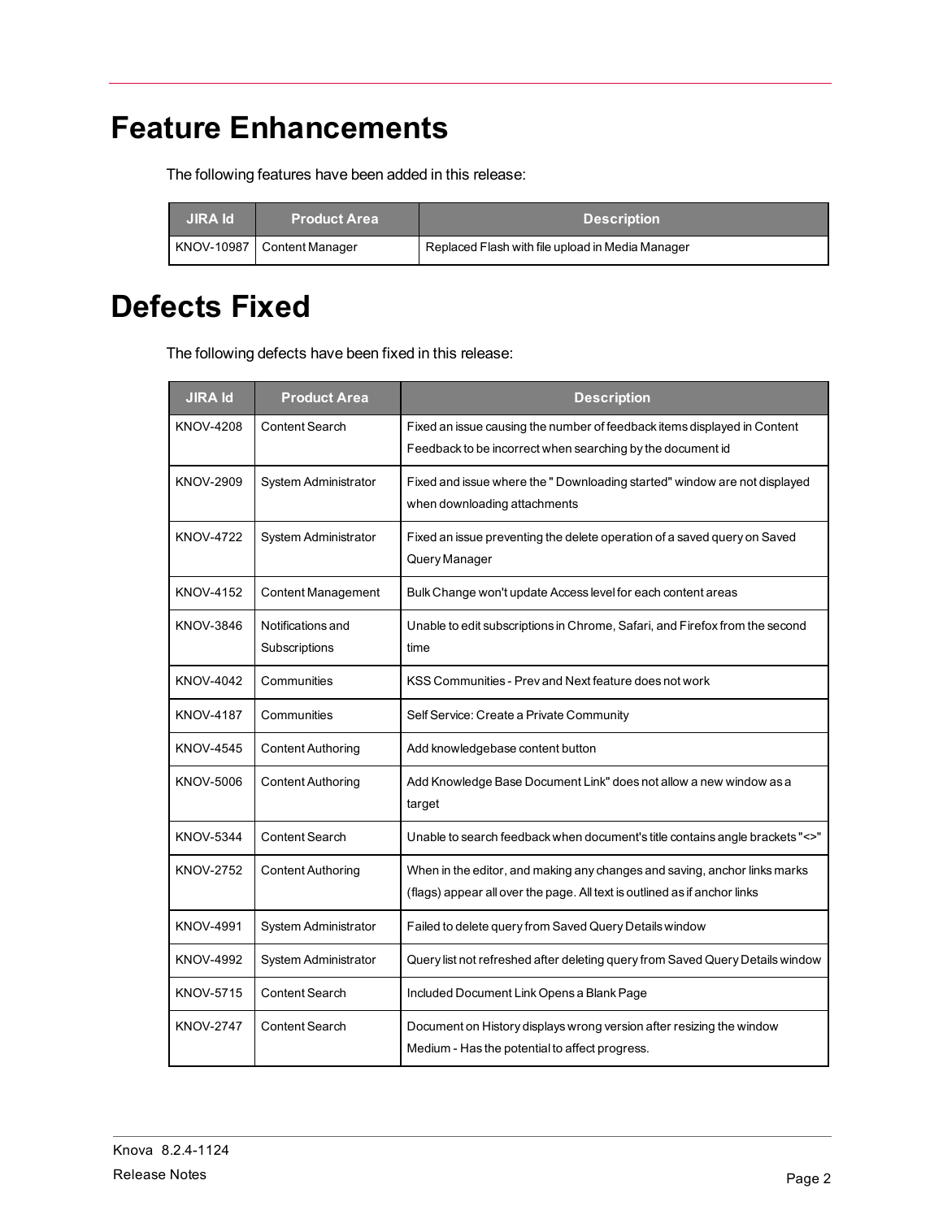# Feature Enhancements

The following features have been added in this release:

| JIRA Id | Product Area | Description |
| --- | --- | --- |
| KNOV-10987 | Content Manager | Replaced Flash with file upload in Media Manager |

# Defects Fixed

The following defects have been fixed in this release:

| JIRA Id | Product Area | Description |
| --- | --- | --- |
| KNOV-4208 | Content Search | Fixed an issue causing the number of feedback items displayed in Content Feedback to be incorrect when searching by the document id |
| KNOV-2909 | System Administrator | Fixed and issue where the " Downloading started" window are not displayed when downloading attachments |
| KNOV-4722 | System Administrator | Fixed an issue preventing the delete operation of a saved query on Saved Query Manager |
| KNOV-4152 | Content Management | Bulk Change won't update Access level for each content areas |
| KNOV-3846 | Notifications and Subscriptions | Unable to edit subscriptions in Chrome, Safari, and Firefox from the second time |
| KNOV-4042 | Communities | KSS Communities - Prev and Next feature does not work |
| KNOV-4187 | Communities | Self Service: Create a Private Community |
| KNOV-4545 | Content Authoring | Add knowledgebase content button |
| KNOV-5006 | Content Authoring | Add Knowledge Base Document Link" does not allow a new window as a target |
| KNOV-5344 | Content Search | Unable to search feedback when document's title contains angle brackets "<>" |
| KNOV-2752 | Content Authoring | When in the editor, and making any changes and saving, anchor links marks (flags) appear all over the page. All text is outlined as if anchor links |
| KNOV-4991 | System Administrator | Failed to delete query from Saved Query Details window |
| KNOV-4992 | System Administrator | Query list not refreshed after deleting query from Saved Query Details window |
| KNOV-5715 | Content Search | Included Document Link Opens a Blank Page |
| KNOV-2747 | Content Search | Document on History displays wrong version after resizing the window Medium - Has the potential to affect progress. |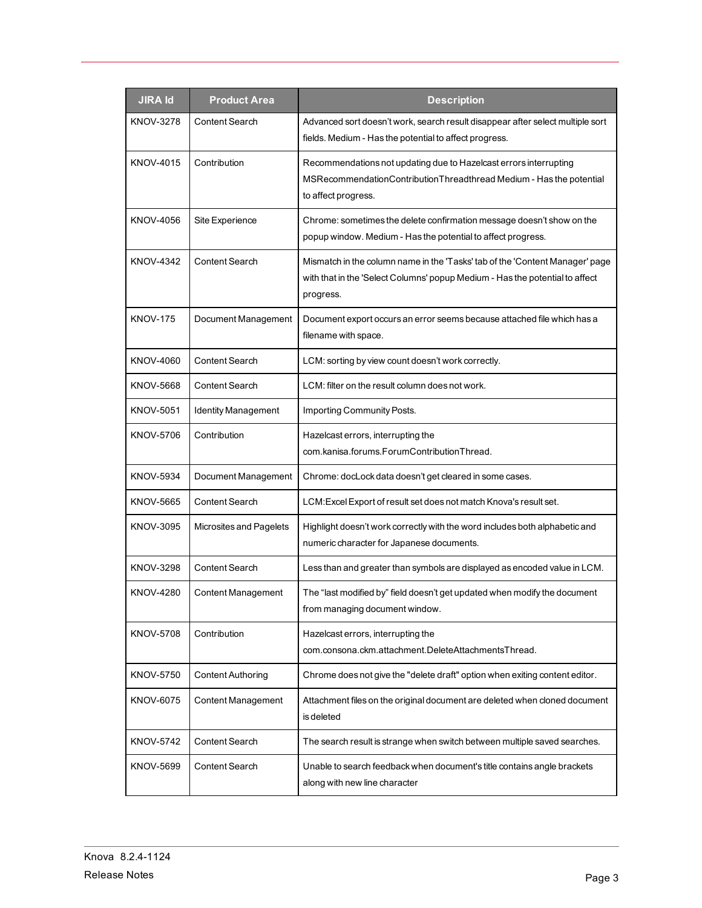| JIRA Id | Product Area | Description |
|---|---|---|
| KNOV-3278 | Content Search | Advanced sort doesn't work, search result disappear after select multiple sort fields. Medium - Has the potential to affect progress. |
| KNOV-4015 | Contribution | Recommendations not updating due to Hazelcast errors interrupting MSRecommendationContributionThreadthread Medium - Has the potential to affect progress. |
| KNOV-4056 | Site Experience | Chrome: sometimes the delete confirmation message doesn't show on the popup window. Medium - Has the potential to affect progress. |
| KNOV-4342 | Content Search | Mismatch in the column name in the 'Tasks' tab of the 'Content Manager' page with that in the 'Select Columns' popup Medium - Has the potential to affect progress. |
| KNOV-175 | Document Management | Document export occurs an error seems because attached file which has a filename with space. |
| KNOV-4060 | Content Search | LCM: sorting by view count doesn't work correctly. |
| KNOV-5668 | Content Search | LCM: filter on the result column does not work. |
| KNOV-5051 | Identity Management | Importing Community Posts. |
| KNOV-5706 | Contribution | Hazelcast errors, interrupting the com.kanisa.forums.ForumContributionThread. |
| KNOV-5934 | Document Management | Chrome: docLock data doesn't get cleared in some cases. |
| KNOV-5665 | Content Search | LCM:Excel Export of result set does not match Knova's result set. |
| KNOV-3095 | Microsites and Pagelets | Highlight doesn't work correctly with the word includes both alphabetic and numeric character for Japanese documents. |
| KNOV-3298 | Content Search | Less than and greater than symbols are displayed as encoded value in LCM. |
| KNOV-4280 | Content Management | The "last modified by" field doesn't get updated when modify the document from managing document window. |
| KNOV-5708 | Contribution | Hazelcast errors, interrupting the com.consona.ckm.attachment.DeleteAttachmentsThread. |
| KNOV-5750 | Content Authoring | Chrome does not give the "delete draft" option when exiting content editor. |
| KNOV-6075 | Content Management | Attachment files on the original document are deleted when cloned document is deleted |
| KNOV-5742 | Content Search | The search result is strange when switch between multiple saved searches. |
| KNOV-5699 | Content Search | Unable to search feedback when document's title contains angle brackets along with new line character |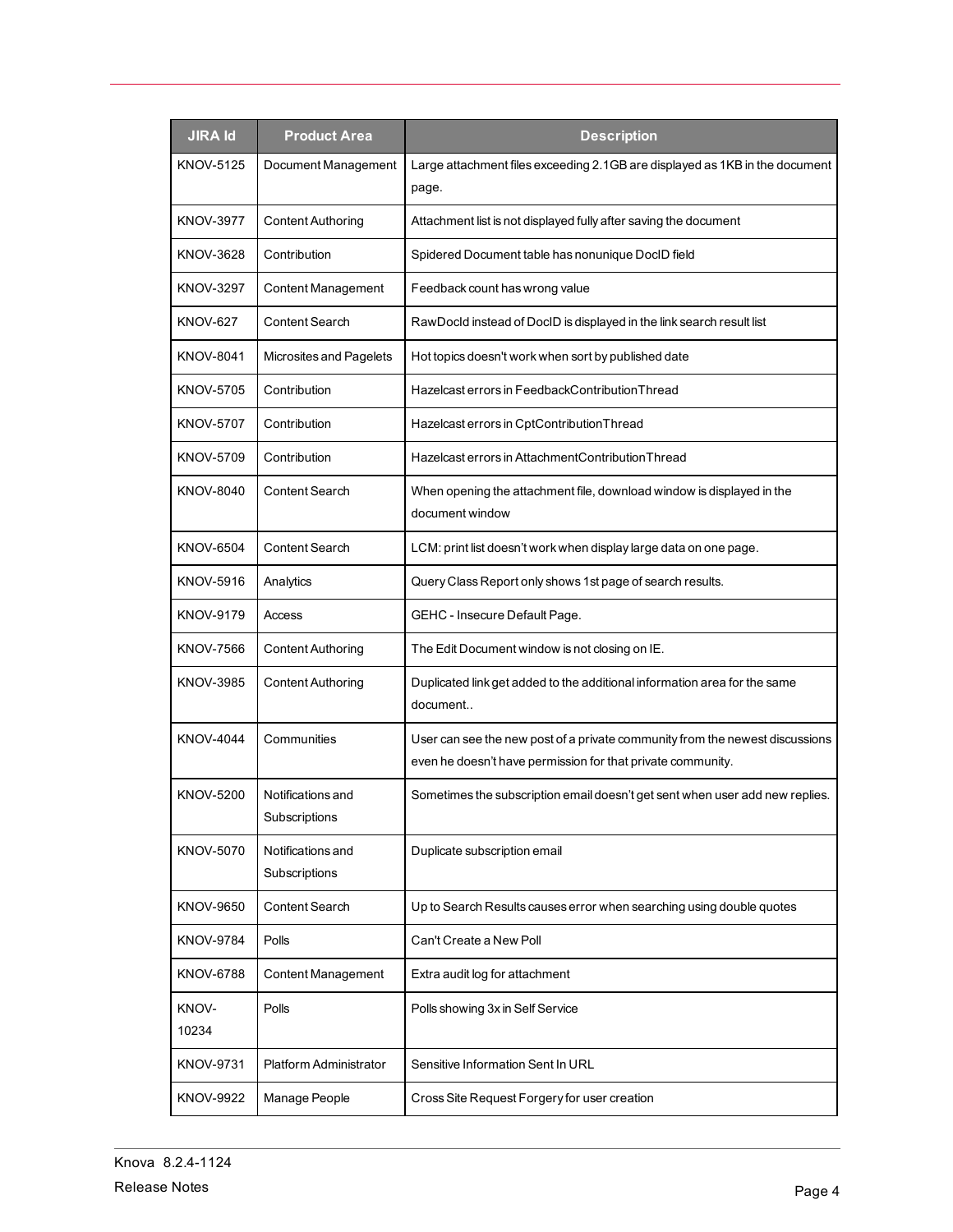| JIRA Id | Product Area | Description |
|---|---|---|
| KNOV-5125 | Document Management | Large attachment files exceeding 2.1GB are displayed as 1KB in the document page. |
| KNOV-3977 | Content Authoring | Attachment list is not displayed fully after saving the document |
| KNOV-3628 | Contribution | Spidered Document table has nonunique DocID field |
| KNOV-3297 | Content Management | Feedback count has wrong value |
| KNOV-627 | Content Search | RawDocId instead of DocID is displayed in the link search result list |
| KNOV-8041 | Microsites and Pagelets | Hot topics doesn't work when sort by published date |
| KNOV-5705 | Contribution | Hazelcast errors in FeedbackContributionThread |
| KNOV-5707 | Contribution | Hazelcast errors in CptContributionThread |
| KNOV-5709 | Contribution | Hazelcast errors in AttachmentContributionThread |
| KNOV-8040 | Content Search | When opening the attachment file, download window is displayed in the document window |
| KNOV-6504 | Content Search | LCM: print list doesn't work when display large data on one page. |
| KNOV-5916 | Analytics | Query Class Report only shows 1st page of search results. |
| KNOV-9179 | Access | GEHC - Insecure Default Page. |
| KNOV-7566 | Content Authoring | The Edit Document window is not closing on IE. |
| KNOV-3985 | Content Authoring | Duplicated link get added to the additional information area for the same document.. |
| KNOV-4044 | Communities | User can see the new post of a private community from the newest discussions even he doesn't have permission for that private community. |
| KNOV-5200 | Notifications and Subscriptions | Sometimes the subscription email doesn't get sent when user add new replies. |
| KNOV-5070 | Notifications and Subscriptions | Duplicate subscription email |
| KNOV-9650 | Content Search | Up to Search Results causes error when searching using double quotes |
| KNOV-9784 | Polls | Can't Create a New Poll |
| KNOV-6788 | Content Management | Extra audit log for attachment |
| KNOV-10234 | Polls | Polls showing 3x in Self Service |
| KNOV-9731 | Platform Administrator | Sensitive Information Sent In URL |
| KNOV-9922 | Manage People | Cross Site Request Forgery for user creation |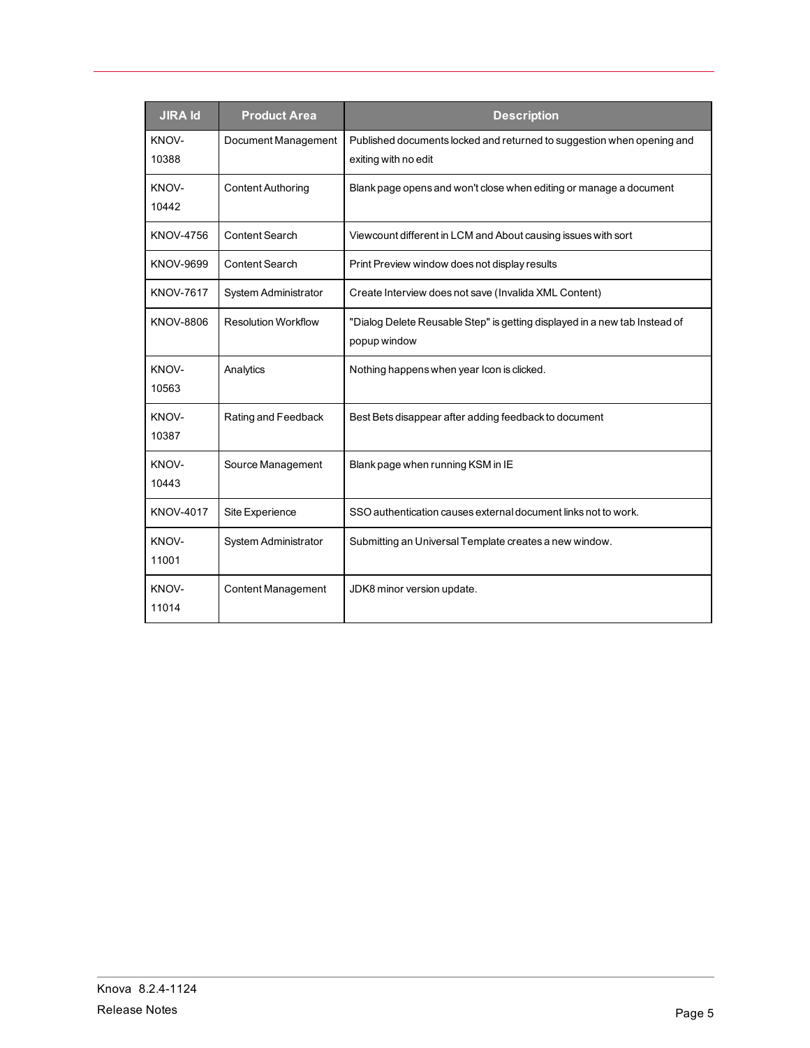| JIRA Id | Product Area | Description |
| --- | --- | --- |
| KNOV-10388 | Document Management | Published documents locked and returned to suggestion when opening and exiting with no edit |
| KNOV-10442 | Content Authoring | Blank page opens and won't close when editing or manage a document |
| KNOV-4756 | Content Search | Viewcount different in LCM and About causing issues with sort |
| KNOV-9699 | Content Search | Print Preview window does not display results |
| KNOV-7617 | System Administrator | Create Interview does not save (Invalida XML Content) |
| KNOV-8806 | Resolution Workflow | "Dialog Delete Reusable Step" is getting displayed in a new tab Instead of popup window |
| KNOV-10563 | Analytics | Nothing happens when year Icon is clicked. |
| KNOV-10387 | Rating and Feedback | Best Bets disappear after adding feedback to document |
| KNOV-10443 | Source Management | Blank page when running KSM in IE |
| KNOV-4017 | Site Experience | SSO authentication causes external document links not to work. |
| KNOV-11001 | System Administrator | Submitting an Universal Template creates a new window. |
| KNOV-11014 | Content Management | JDK8 minor version update. |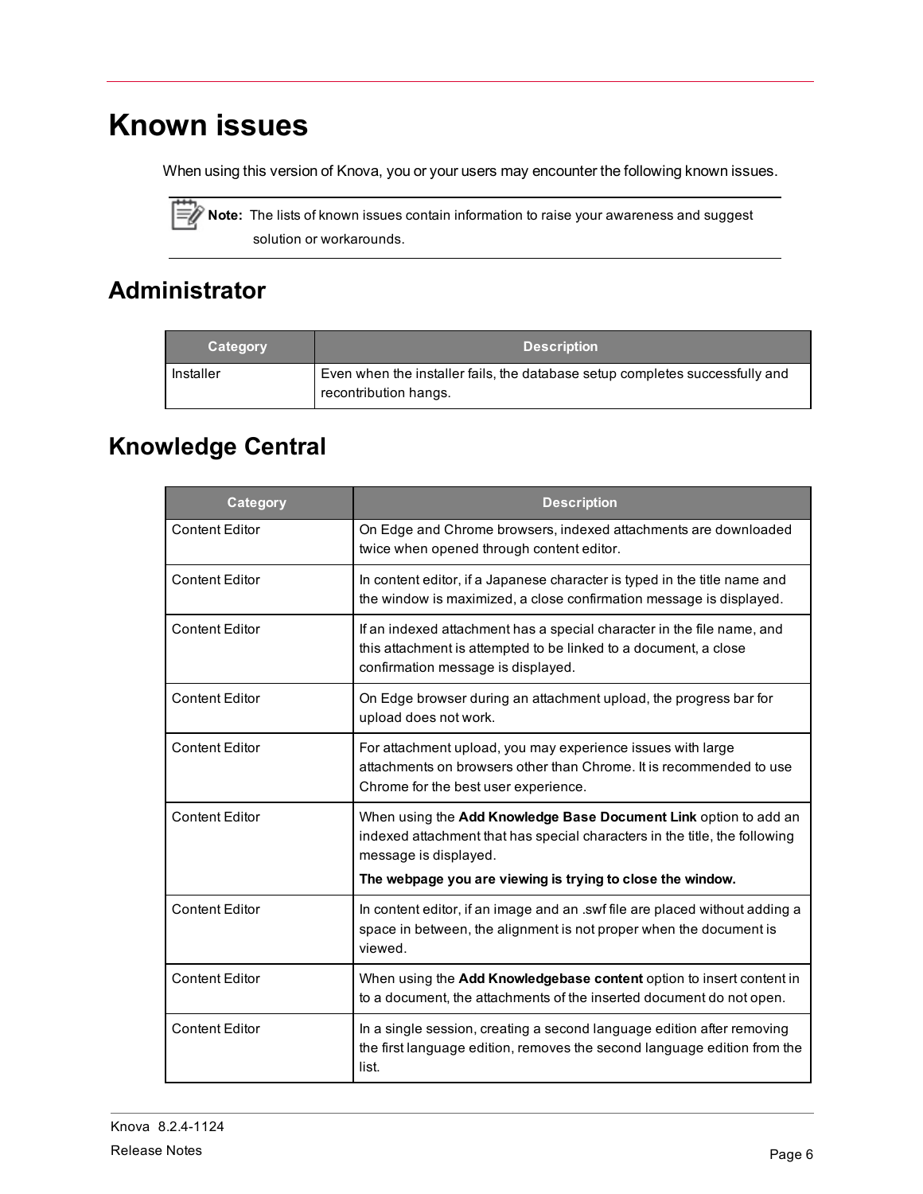# Known issues

When using this version of Knova, you or your users may encounter the following known issues.

> **Note:** The lists of known issues contain information to raise your awareness and suggest solution or workarounds.

## Administrator

| Category | Description |
|---|---|
| Installer | Even when the installer fails, the database setup completes successfully and recontribution hangs. |

## Knowledge Central

| Category | Description |
|---|---|
| Content Editor | On Edge and Chrome browsers, indexed attachments are downloaded twice when opened through content editor. |
| Content Editor | In content editor, if a Japanese character is typed in the title name and the window is maximized, a close confirmation message is displayed. |
| Content Editor | If an indexed attachment has a special character in the file name, and this attachment is attempted to be linked to a document, a close confirmation message is displayed. |
| Content Editor | On Edge browser during an attachment upload, the progress bar for upload does not work. |
| Content Editor | For attachment upload, you may experience issues with large attachments on browsers other than Chrome. It is recommended to use Chrome for the best user experience. |
| Content Editor | When using the **Add Knowledge Base Document Link** option to add an indexed attachment that has special characters in the title, the following message is displayed.<br>**The webpage you are viewing is trying to close the window.** |
| Content Editor | In content editor, if an image and an .swf file are placed without adding a space in between, the alignment is not proper when the document is viewed. |
| Content Editor | When using the **Add Knowledgebase content** option to insert content in to a document, the attachments of the inserted document do not open. |
| Content Editor | In a single session, creating a second language edition after removing the first language edition, removes the second language edition from the list. |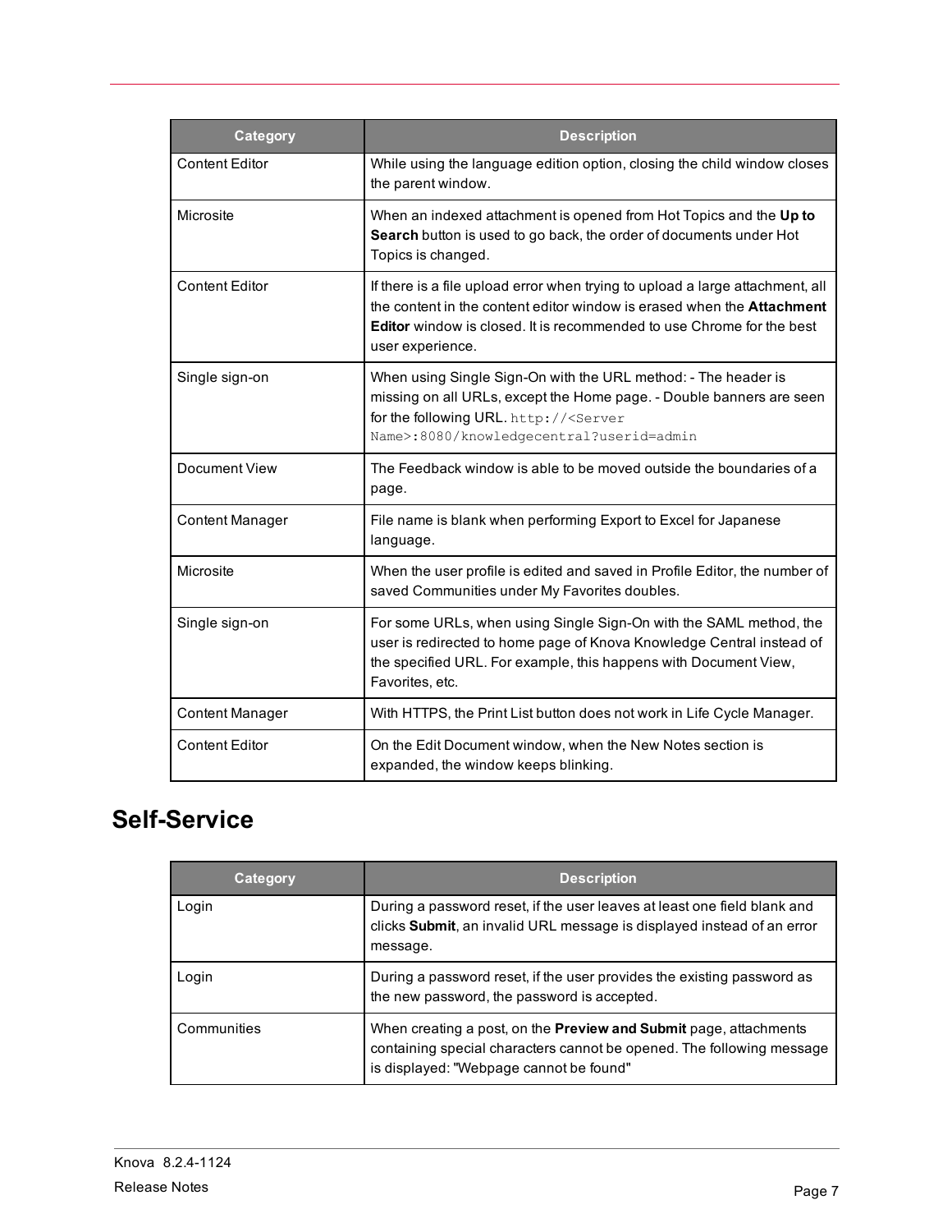| Category | Description |
| --- | --- |
| Content Editor | While using the language edition option, closing the child window closes the parent window. |
| Microsite | When an indexed attachment is opened from Hot Topics and the **Up to Search** button is used to go back, the order of documents under Hot Topics is changed. |
| Content Editor | If there is a file upload error when trying to upload a large attachment, all the content in the content editor window is erased when the **Attachment Editor** window is closed. It is recommended to use Chrome for the best user experience. |
| Single sign-on | When using Single Sign-On with the URL method: - The header is missing on all URLs, except the Home page. - Double banners are seen for the following URL. `http://<Server Name>:8080/knowledgecentral?userid=admin` |
| Document View | The Feedback window is able to be moved outside the boundaries of a page. |
| Content Manager | File name is blank when performing Export to Excel for Japanese language. |
| Microsite | When the user profile is edited and saved in Profile Editor, the number of saved Communities under My Favorites doubles. |
| Single sign-on | For some URLs, when using Single Sign-On with the SAML method, the user is redirected to home page of Knova Knowledge Central instead of the specified URL. For example, this happens with Document View, Favorites, etc. |
| Content Manager | With HTTPS, the Print List button does not work in Life Cycle Manager. |
| Content Editor | On the Edit Document window, when the New Notes section is expanded, the window keeps blinking. |

## Self-Service

| Category | Description |
| --- | --- |
| Login | During a password reset, if the user leaves at least one field blank and clicks **Submit**, an invalid URL message is displayed instead of an error message. |
| Login | During a password reset, if the user provides the existing password as the new password, the password is accepted. |
| Communities | When creating a post, on the **Preview and Submit** page, attachments containing special characters cannot be opened. The following message is displayed: "Webpage cannot be found" |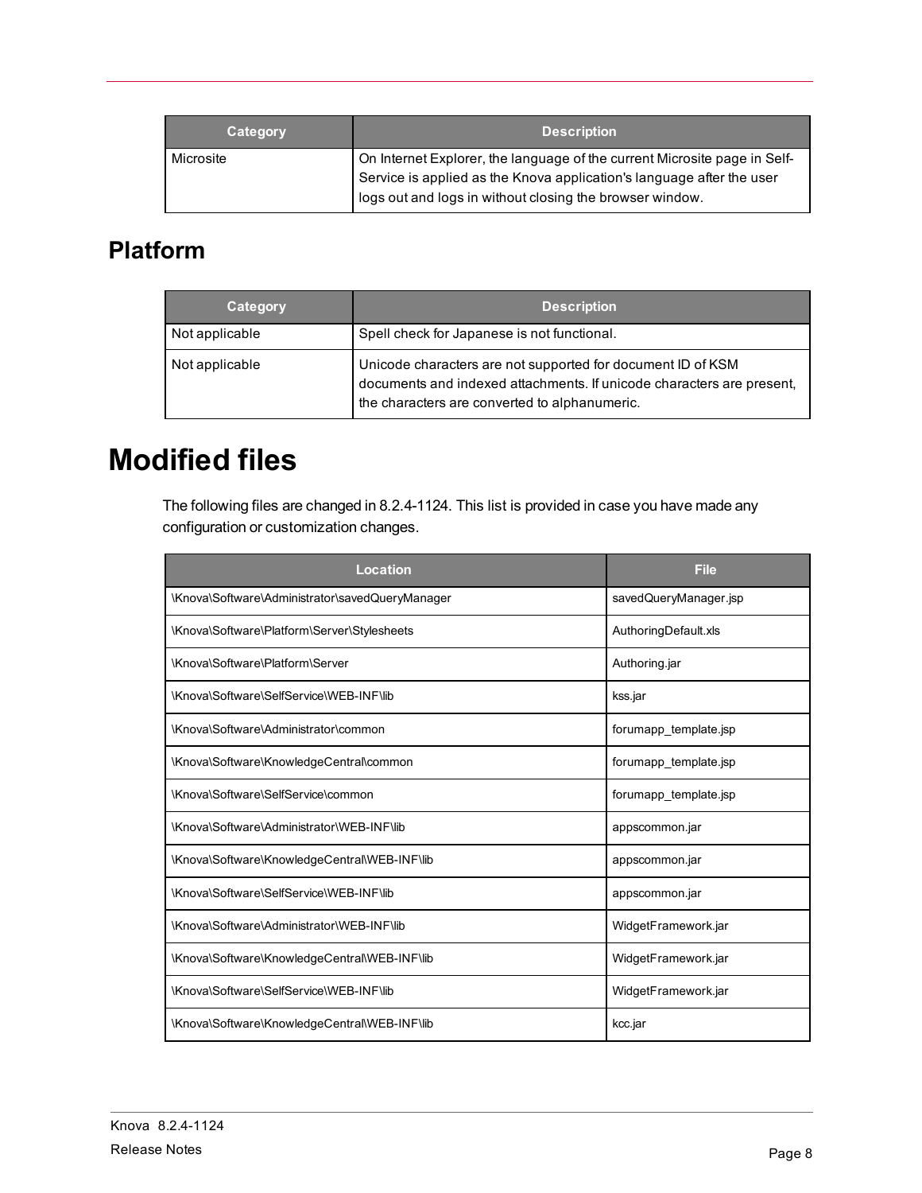| Category | Description |
| --- | --- |
| Microsite | On Internet Explorer, the language of the current Microsite page in Self-Service is applied as the Knova application's language after the user logs out and logs in without closing the browser window. |

## Platform

| Category | Description |
| --- | --- |
| Not applicable | Spell check for Japanese is not functional. |
| Not applicable | Unicode characters are not supported for document ID of KSM documents and indexed attachments. If unicode characters are present, the characters are converted to alphanumeric. |

# Modified files

The following files are changed in 8.2.4-1124. This list is provided in case you have made any configuration or customization changes.

| Location | File |
| --- | --- |
| \Knova\Software\Administrator\savedQueryManager | savedQueryManager.jsp |
| \Knova\Software\Platform\Server\Stylesheets | AuthoringDefault.xls |
| \Knova\Software\Platform\Server | Authoring.jar |
| \Knova\Software\SelfService\WEB-INF\lib | kss.jar |
| \Knova\Software\Administrator\common | forumapp_template.jsp |
| \Knova\Software\KnowledgeCentral\common | forumapp_template.jsp |
| \Knova\Software\SelfService\common | forumapp_template.jsp |
| \Knova\Software\Administrator\WEB-INF\lib | appscommon.jar |
| \Knova\Software\KnowledgeCentral\WEB-INF\lib | appscommon.jar |
| \Knova\Software\SelfService\WEB-INF\lib | appscommon.jar |
| \Knova\Software\Administrator\WEB-INF\lib | WidgetFramework.jar |
| \Knova\Software\KnowledgeCentral\WEB-INF\lib | WidgetFramework.jar |
| \Knova\Software\SelfService\WEB-INF\lib | WidgetFramework.jar |
| \Knova\Software\KnowledgeCentral\WEB-INF\lib | kcc.jar |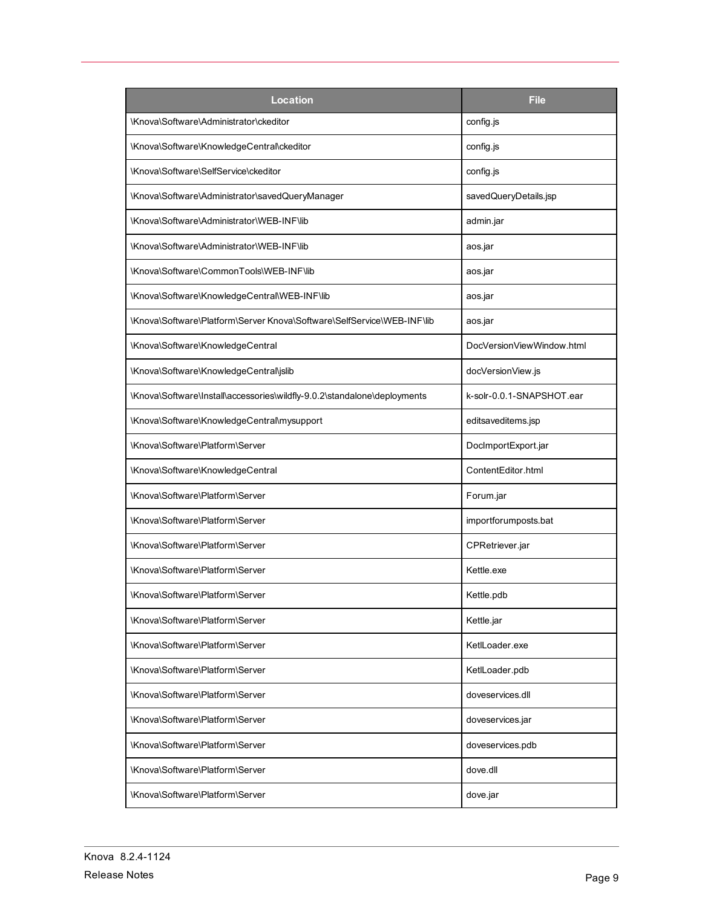| Location | File |
| --- | --- |
| \Knova\Software\Administrator\ckeditor | config.js |
| \Knova\Software\KnowledgeCentral\ckeditor | config.js |
| \Knova\Software\SelfService\ckeditor | config.js |
| \Knova\Software\Administrator\savedQueryManager | savedQueryDetails.jsp |
| \Knova\Software\Administrator\WEB-INF\lib | admin.jar |
| \Knova\Software\Administrator\WEB-INF\lib | aos.jar |
| \Knova\Software\CommonTools\WEB-INF\lib | aos.jar |
| \Knova\Software\KnowledgeCentral\WEB-INF\lib | aos.jar |
| \Knova\Software\Platform\Server Knova\Software\SelfService\WEB-INF\lib | aos.jar |
| \Knova\Software\KnowledgeCentral | DocVersionViewWindow.html |
| \Knova\Software\KnowledgeCentral\jslib | docVersionView.js |
| \Knova\Software\Install\accessories\wildfly-9.0.2\standalone\deployments | k-solr-0.0.1-SNAPSHOT.ear |
| \Knova\Software\KnowledgeCentral\mysupport | editsaveditems.jsp |
| \Knova\Software\Platform\Server | DocImportExport.jar |
| \Knova\Software\KnowledgeCentral | ContentEditor.html |
| \Knova\Software\Platform\Server | Forum.jar |
| \Knova\Software\Platform\Server | importforumposts.bat |
| \Knova\Software\Platform\Server | CPRetriever.jar |
| \Knova\Software\Platform\Server | Kettle.exe |
| \Knova\Software\Platform\Server | Kettle.pdb |
| \Knova\Software\Platform\Server | Kettle.jar |
| \Knova\Software\Platform\Server | KetlLoader.exe |
| \Knova\Software\Platform\Server | KetlLoader.pdb |
| \Knova\Software\Platform\Server | doveservices.dll |
| \Knova\Software\Platform\Server | doveservices.jar |
| \Knova\Software\Platform\Server | doveservices.pdb |
| \Knova\Software\Platform\Server | dove.dll |
| \Knova\Software\Platform\Server | dove.jar |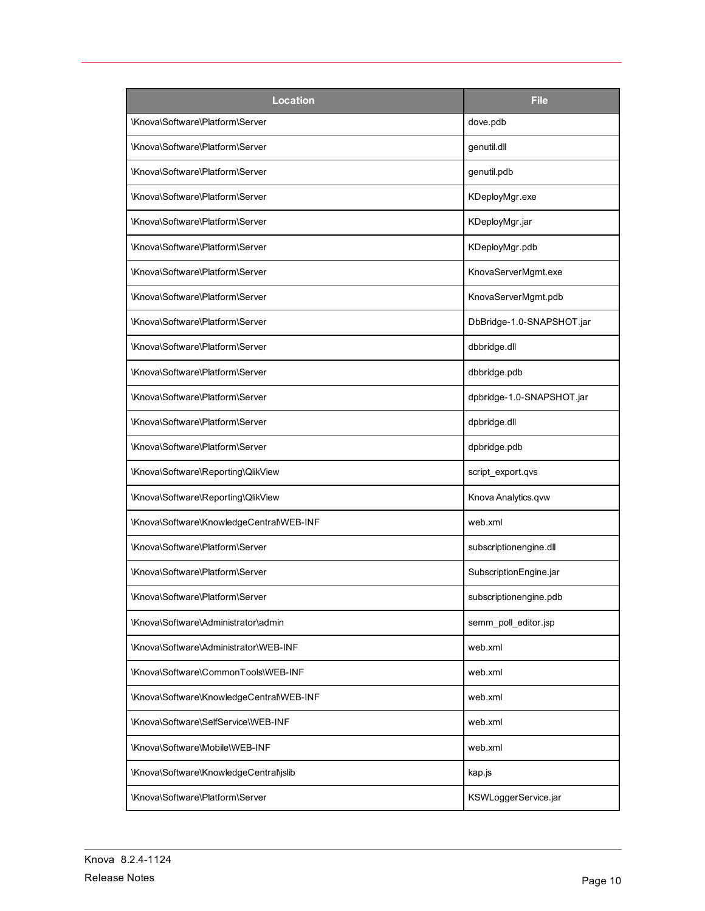| Location | File |
| --- | --- |
| \Knova\Software\Platform\Server | dove.pdb |
| \Knova\Software\Platform\Server | genutil.dll |
| \Knova\Software\Platform\Server | genutil.pdb |
| \Knova\Software\Platform\Server | KDeployMgr.exe |
| \Knova\Software\Platform\Server | KDeployMgr.jar |
| \Knova\Software\Platform\Server | KDeployMgr.pdb |
| \Knova\Software\Platform\Server | KnovaServerMgmt.exe |
| \Knova\Software\Platform\Server | KnovaServerMgmt.pdb |
| \Knova\Software\Platform\Server | DbBridge-1.0-SNAPSHOT.jar |
| \Knova\Software\Platform\Server | dbbridge.dll |
| \Knova\Software\Platform\Server | dbbridge.pdb |
| \Knova\Software\Platform\Server | dpbridge-1.0-SNAPSHOT.jar |
| \Knova\Software\Platform\Server | dpbridge.dll |
| \Knova\Software\Platform\Server | dpbridge.pdb |
| \Knova\Software\Reporting\QlikView | script_export.qvs |
| \Knova\Software\Reporting\QlikView | Knova Analytics.qvw |
| \Knova\Software\KnowledgeCentral\WEB-INF | web.xml |
| \Knova\Software\Platform\Server | subscriptionengine.dll |
| \Knova\Software\Platform\Server | SubscriptionEngine.jar |
| \Knova\Software\Platform\Server | subscriptionengine.pdb |
| \Knova\Software\Administrator\admin | semm_poll_editor.jsp |
| \Knova\Software\Administrator\WEB-INF | web.xml |
| \Knova\Software\CommonTools\WEB-INF | web.xml |
| \Knova\Software\KnowledgeCentral\WEB-INF | web.xml |
| \Knova\Software\SelfService\WEB-INF | web.xml |
| \Knova\Software\Mobile\WEB-INF | web.xml |
| \Knova\Software\KnowledgeCentral\jslib | kap.js |
| \Knova\Software\Platform\Server | KSWLoggerService.jar |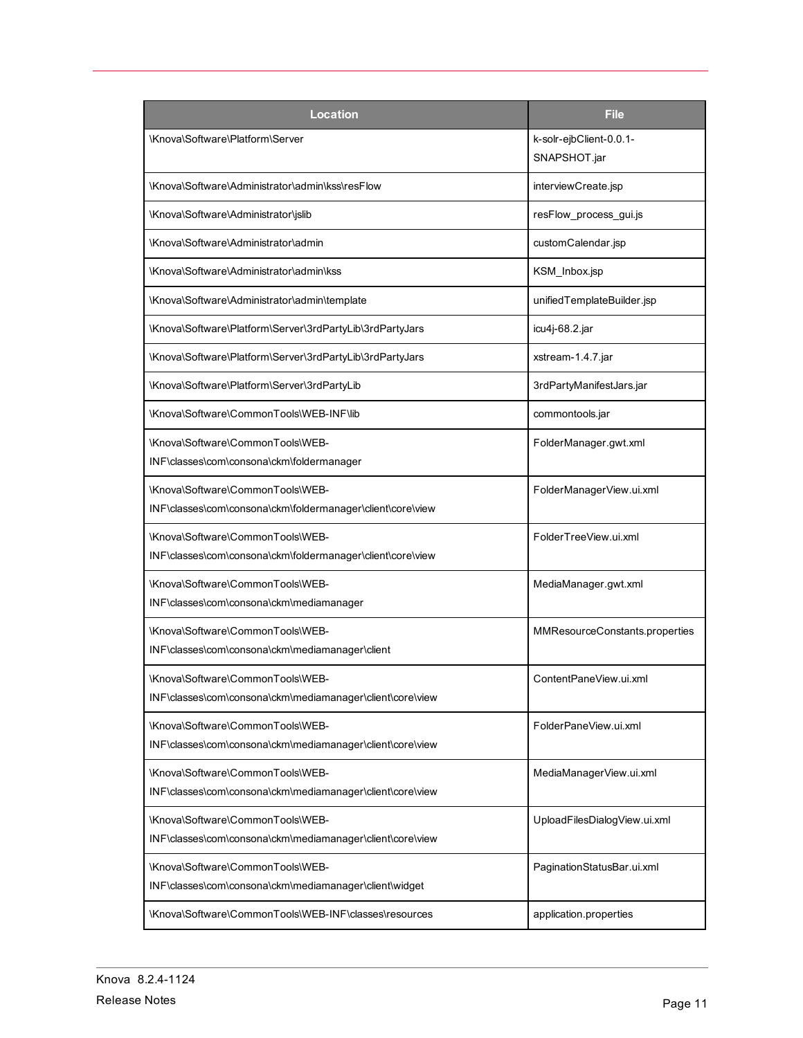| Location | File |
| --- | --- |
| \Knova\Software\Platform\Server | k-solr-ejbClient-0.0.1-SNAPSHOT.jar |
| \Knova\Software\Administrator\admin\kss\resFlow | interviewCreate.jsp |
| \Knova\Software\Administrator\jslib | resFlow_process_gui.js |
| \Knova\Software\Administrator\admin | customCalendar.jsp |
| \Knova\Software\Administrator\admin\kss | KSM_Inbox.jsp |
| \Knova\Software\Administrator\admin\template | unifiedTemplateBuilder.jsp |
| \Knova\Software\Platform\Server\3rdPartyLib\3rdPartyJars | icu4j-68.2.jar |
| \Knova\Software\Platform\Server\3rdPartyLib\3rdPartyJars | xstream-1.4.7.jar |
| \Knova\Software\Platform\Server\3rdPartyLib | 3rdPartyManifestJars.jar |
| \Knova\Software\CommonTools\WEB-INF\lib | commontools.jar |
| \Knova\Software\CommonTools\WEB-INF\classes\com\consona\ckm\foldermanager | FolderManager.gwt.xml |
| \Knova\Software\CommonTools\WEB-INF\classes\com\consona\ckm\foldermanager\client\core\view | FolderManagerView.ui.xml |
| \Knova\Software\CommonTools\WEB-INF\classes\com\consona\ckm\foldermanager\client\core\view | FolderTreeView.ui.xml |
| \Knova\Software\CommonTools\WEB-INF\classes\com\consona\ckm\mediamanager | MediaManager.gwt.xml |
| \Knova\Software\CommonTools\WEB-INF\classes\com\consona\ckm\mediamanager\client | MMResourceConstants.properties |
| \Knova\Software\CommonTools\WEB-INF\classes\com\consona\ckm\mediamanager\client\core\view | ContentPaneView.ui.xml |
| \Knova\Software\CommonTools\WEB-INF\classes\com\consona\ckm\mediamanager\client\core\view | FolderPaneView.ui.xml |
| \Knova\Software\CommonTools\WEB-INF\classes\com\consona\ckm\mediamanager\client\core\view | MediaManagerView.ui.xml |
| \Knova\Software\CommonTools\WEB-INF\classes\com\consona\ckm\mediamanager\client\core\view | UploadFilesDialogView.ui.xml |
| \Knova\Software\CommonTools\WEB-INF\classes\com\consona\ckm\mediamanager\client\widget | PaginationStatusBar.ui.xml |
| \Knova\Software\CommonTools\WEB-INF\classes\resources | application.properties |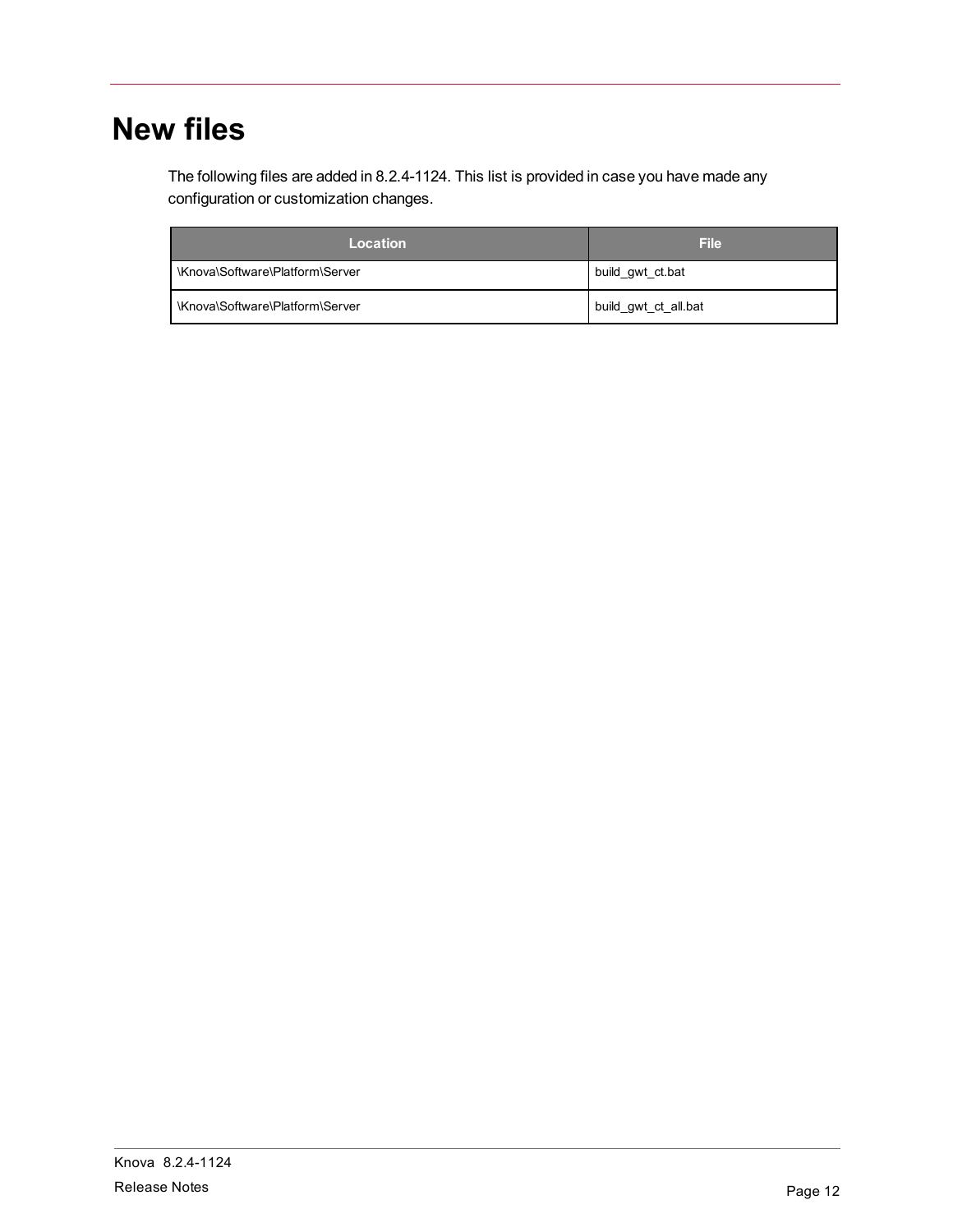# New files

The following files are added in 8.2.4-1124. This list is provided in case you have made any configuration or customization changes.

| Location | File |
| --- | --- |
| \Knova\Software\Platform\Server | build_gwt_ct.bat |
| \Knova\Software\Platform\Server | build_gwt_ct_all.bat |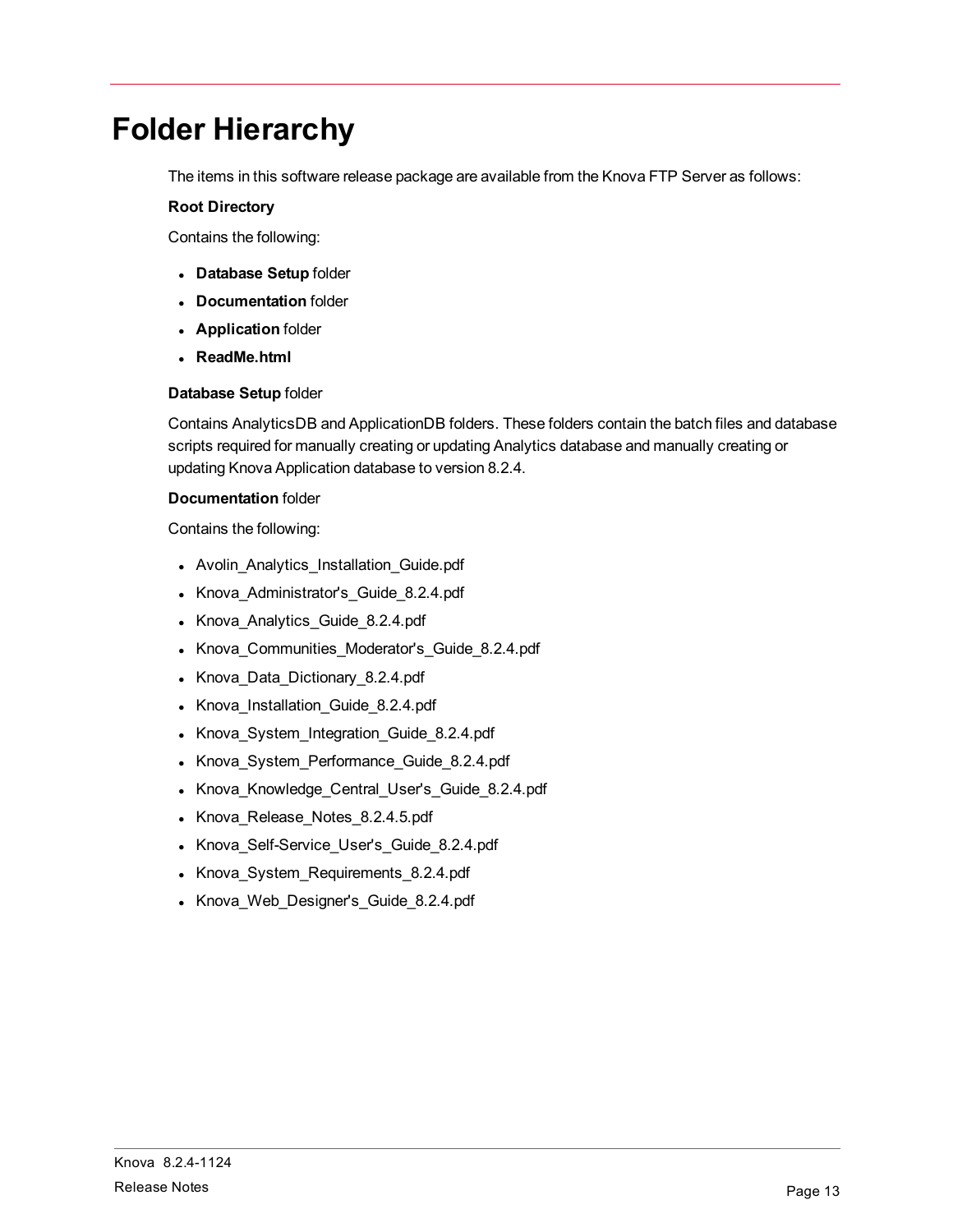# Folder Hierarchy

The items in this software release package are available from the Knova FTP Server as follows:

**Root Directory**

Contains the following:

- **Database Setup** folder
- **Documentation** folder
- **Application** folder
- **ReadMe.html**

**Database Setup** folder

Contains AnalyticsDB and ApplicationDB folders. These folders contain the batch files and database scripts required for manually creating or updating Analytics database and manually creating or updating Knova Application database to version 8.2.4.

**Documentation** folder

Contains the following:

- Avolin_Analytics_Installation_Guide.pdf
- Knova_Administrator's_Guide_8.2.4.pdf
- Knova_Analytics_Guide_8.2.4.pdf
- Knova_Communities_Moderator's_Guide_8.2.4.pdf
- Knova_Data_Dictionary_8.2.4.pdf
- Knova_Installation_Guide_8.2.4.pdf
- Knova_System_Integration_Guide_8.2.4.pdf
- Knova_System_Performance_Guide_8.2.4.pdf
- Knova_Knowledge_Central_User's_Guide_8.2.4.pdf
- Knova_Release_Notes_8.2.4.5.pdf
- Knova_Self-Service_User's_Guide_8.2.4.pdf
- Knova_System_Requirements_8.2.4.pdf
- Knova_Web_Designer's_Guide_8.2.4.pdf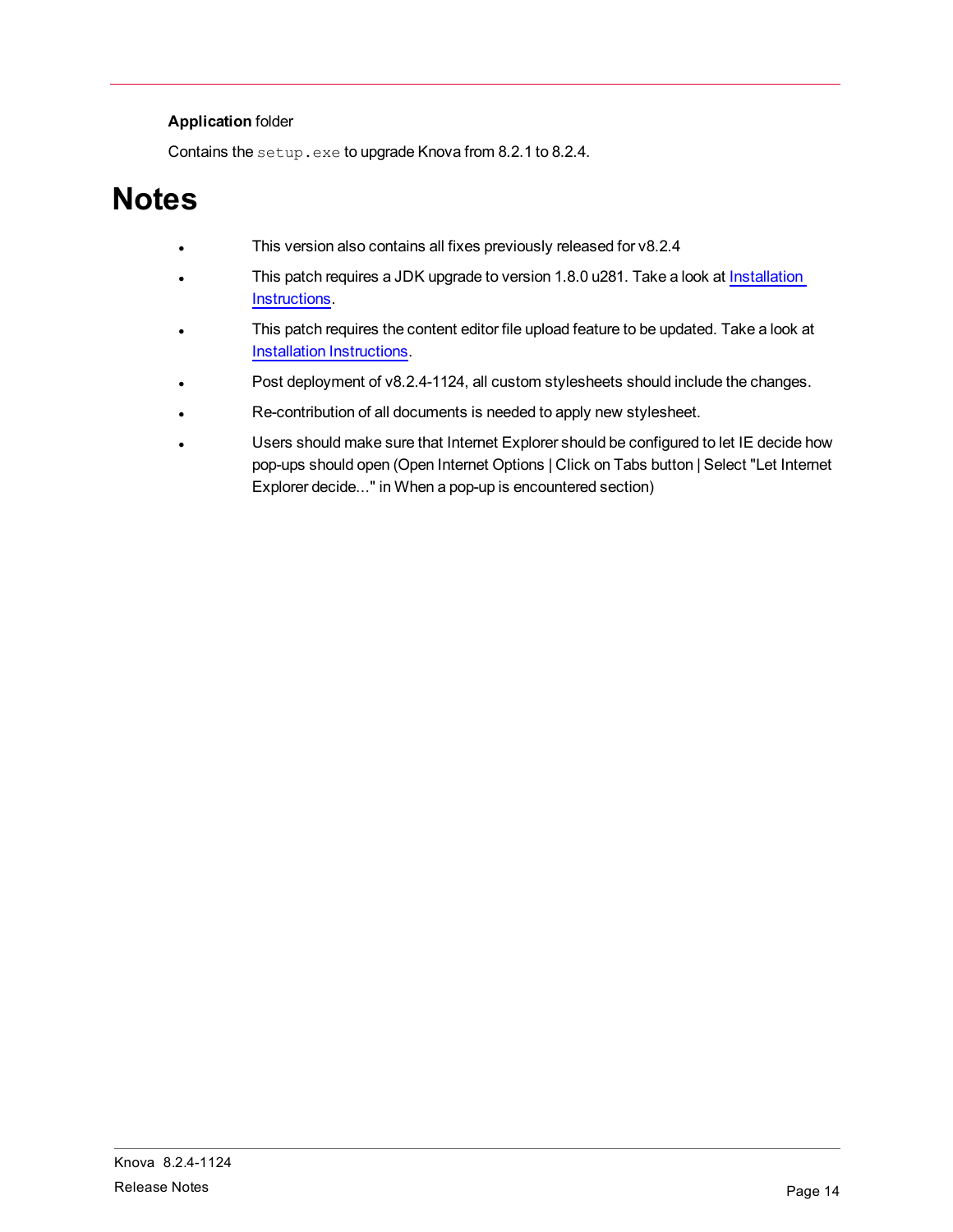**Application** folder

Contains the `setup.exe` to upgrade Knova from 8.2.1 to 8.2.4.

# Notes

- This version also contains all fixes previously released for v8.2.4
- This patch requires a JDK upgrade to version 1.8.0 u281. Take a look at Installation Instructions.
- This patch requires the content editor file upload feature to be updated. Take a look at Installation Instructions.
- Post deployment of v8.2.4-1124, all custom stylesheets should include the changes.
- Re-contribution of all documents is needed to apply new stylesheet.
- Users should make sure that Internet Explorer should be configured to let IE decide how pop-ups should open (Open Internet Options | Click on Tabs button | Select "Let Internet Explorer decide..." in When a pop-up is encountered section)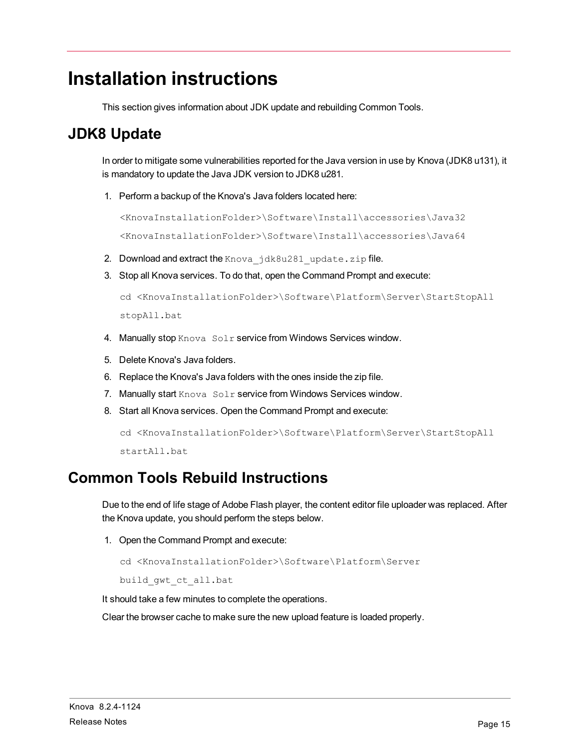# Installation instructions

This section gives information about JDK update and rebuilding Common Tools.

## JDK8 Update

In order to mitigate some vulnerabilities reported for the Java version in use by Knova (JDK8 u131), it is mandatory to update the Java JDK version to JDK8 u281.

1. Perform a backup of the Knova's Java folders located here:

   ```
   <KnovaInstallationFolder>\Software\Install\accessories\Java32
   <KnovaInstallationFolder>\Software\Install\accessories\Java64
   ```

2. Download and extract the `Knova_jdk8u281_update.zip` file.
3. Stop all Knova services. To do that, open the Command Prompt and execute:

   ```
   cd <KnovaInstallationFolder>\Software\Platform\Server\StartStopAll
   stopAll.bat
   ```

4. Manually stop `Knova Solr` service from Windows Services window.
5. Delete Knova's Java folders.
6. Replace the Knova's Java folders with the ones inside the zip file.
7. Manually start `Knova Solr` service from Windows Services window.
8. Start all Knova services. Open the Command Prompt and execute:

   ```
   cd <KnovaInstallationFolder>\Software\Platform\Server\StartStopAll
   startAll.bat
   ```

## Common Tools Rebuild Instructions

Due to the end of life stage of Adobe Flash player, the content editor file uploader was replaced. After the Knova update, you should perform the steps below.

1. Open the Command Prompt and execute:

   ```
   cd <KnovaInstallationFolder>\Software\Platform\Server
   build_gwt_ct_all.bat
   ```

It should take a few minutes to complete the operations.

Clear the browser cache to make sure the new upload feature is loaded properly.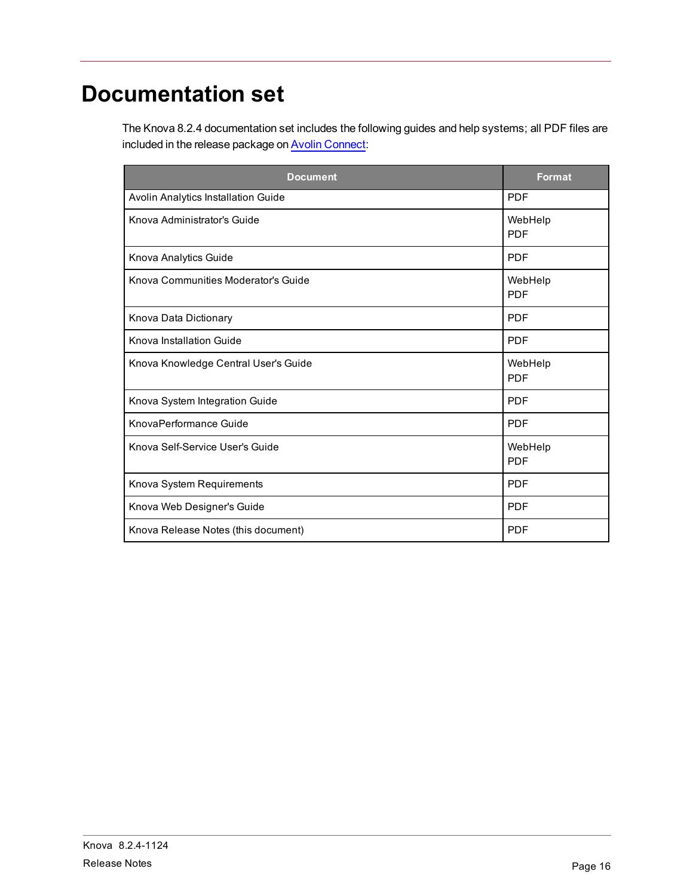# Documentation set

The Knova 8.2.4 documentation set includes the following guides and help systems; all PDF files are included in the release package on [Avolin Connect](Avolin Connect):

| Document | Format |
|---|---|
| Avolin Analytics Installation Guide | PDF |
| Knova Administrator's Guide | WebHelp<br>PDF |
| Knova Analytics Guide | PDF |
| Knova Communities Moderator's Guide | WebHelp<br>PDF |
| Knova Data Dictionary | PDF |
| Knova Installation Guide | PDF |
| Knova Knowledge Central User's Guide | WebHelp<br>PDF |
| Knova System Integration Guide | PDF |
| KnovaPerformance Guide | PDF |
| Knova Self-Service User's Guide | WebHelp<br>PDF |
| Knova System Requirements | PDF |
| Knova Web Designer's Guide | PDF |
| Knova Release Notes (this document) | PDF |